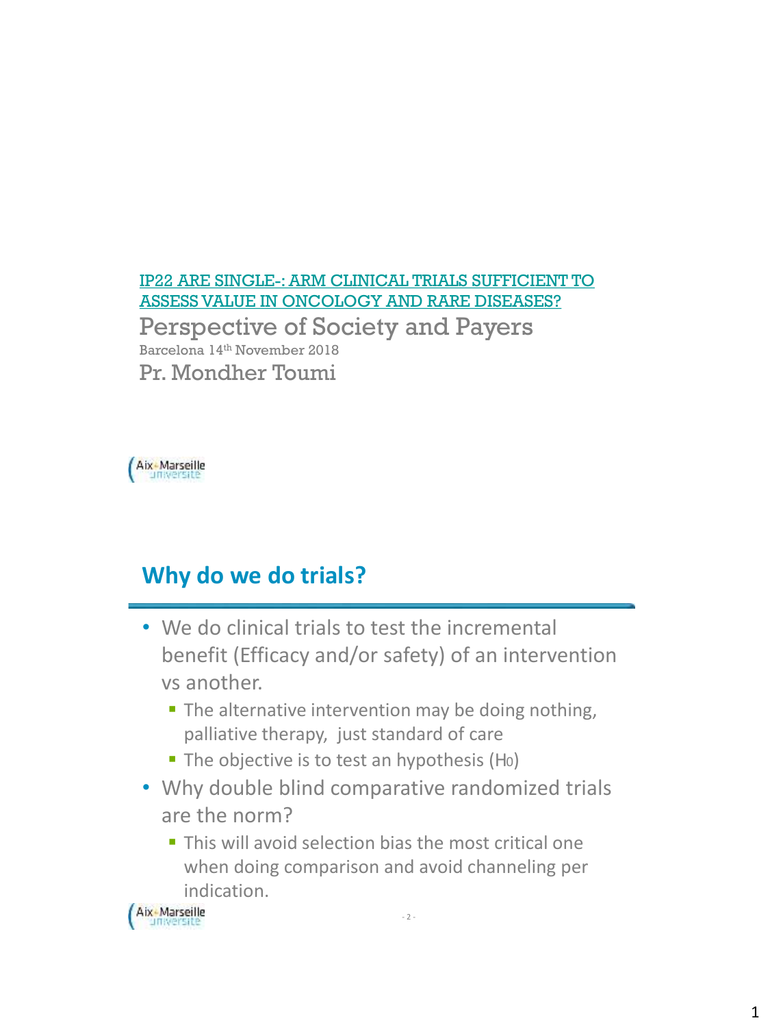IP22 ARE SINGLE-: ARM CLINICAL TRIALS SUFFICIENT TO ASSESS VALUE IN ONCOLOGY AND RARE DISEASES?

# Perspective of Society and Payers

Barcelona 14th November 2018

Pr. Mondher Toumi

Aix-Marseille université

## Why do we do trials?

- We do clinical trials to test the incremental benefit (Efficacy and/or safety) of an intervention vs another.
  - The alternative intervention may be doing nothing, palliative therapy, just standard of care
  - The objective is to test an hypothesis ($H_0$)
- Why double blind comparative randomized trials are the norm?
  - This will avoid selection bias the most critical one when doing comparison and avoid channeling per indication.

Aix-Marseille université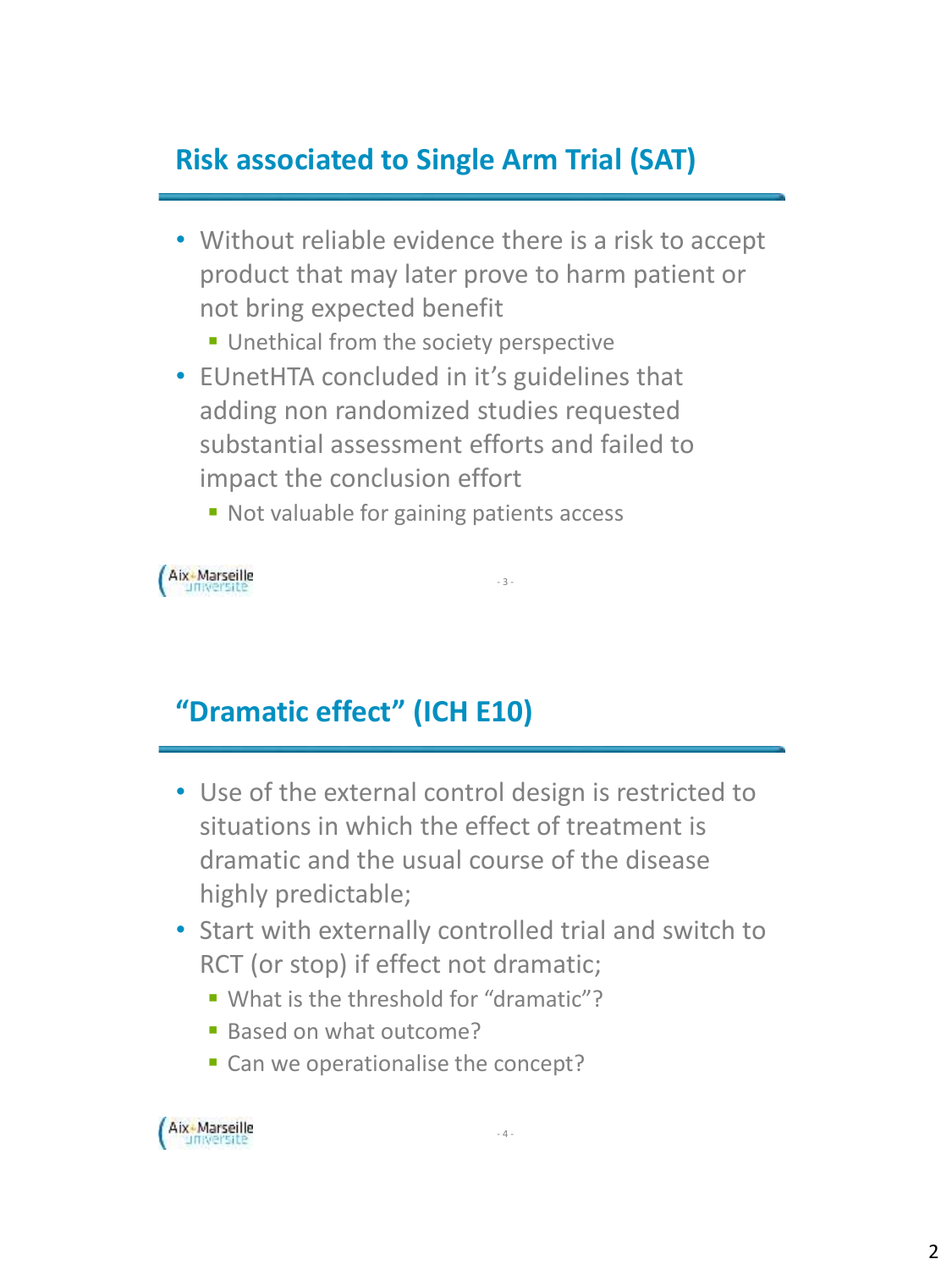## Risk associated to Single Arm Trial (SAT)

- Without reliable evidence there is a risk to accept product that may later prove to harm patient or not bring expected benefit
  - Unethical from the society perspective
- EUnetHTA concluded in it's guidelines that adding non randomized studies requested substantial assessment efforts and failed to impact the conclusion effort
  - Not valuable for gaining patients access

## "Dramatic effect" (ICH E10)

- Use of the external control design is restricted to situations in which the effect of treatment is dramatic and the usual course of the disease highly predictable;
- Start with externally controlled trial and switch to RCT (or stop) if effect not dramatic;
  - What is the threshold for "dramatic"?
  - Based on what outcome?
  - Can we operationalise the concept?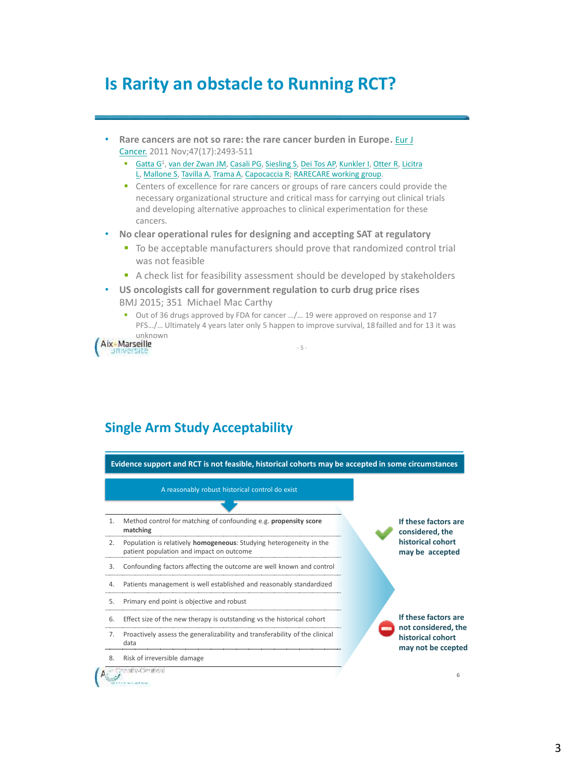## Is Rarity an obstacle to Running RCT?

- **Rare cancers are not so rare: the rare cancer burden in Europe.** Eur J Cancer. 2011 Nov;47(17):2493-511
  - Gatta G[1], van der Zwan JM, Casali PG, Siesling S, Dei Tos AP, Kunkler I, Otter R, Licitra L, Mallone S, Tavilla A, Trama A, Capocaccia R; RARECARE working group.
  - Centers of excellence for rare cancers or groups of rare cancers could provide the necessary organizational structure and critical mass for carrying out clinical trials and developing alternative approaches to clinical experimentation for these cancers.
- **No clear operational rules for designing and accepting SAT at regulatory**
  - To be acceptable manufacturers should prove that randomized control trial was not feasible
  - A check list for feasibility assessment should be developed by stakeholders
- **US oncologists call for government regulation to curb drug price rises** BMJ 2015; 351 Michael Mac Carthy
  - Out of 36 drugs approved by FDA for cancer …/… 19 were approved on response and 17 PFS…/… Ultimately 4 years later only 5 happen to improve survival, 18 failled and for 13 it was unknown

## Single Arm Study Acceptability

**Evidence support and RCT is not feasible, historical cohorts may be accepted in some circumstances**

A reasonably robust historical control do exist

1. Method control for matching of confounding e.g. **propensity score matching**
2. Population is relatively **homogeneous**: Studying heterogeneity in the patient population and impact on outcome
3. Confounding factors affecting the outcome are well known and control
4. Patients management is well established and reasonably standardized
5. Primary end point is objective and robust
6. Effect size of the new therapy is outstanding vs the historical cohort
7. Proactively assess the generalizability and transferability of the clinical data
8. Risk of irreversible damage

**If these factors are considered, the historical cohort may be accepted**

**If these factors are not considered, the historical cohort may not be ccepted**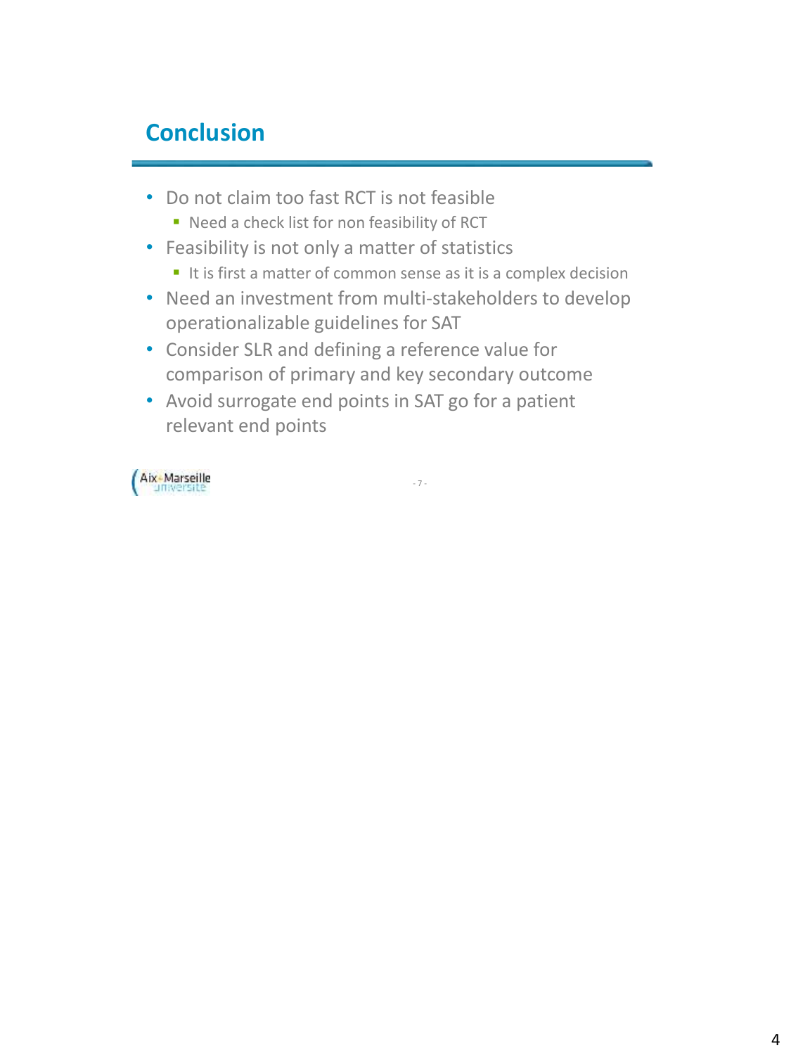## Conclusion

- Do not claim too fast RCT is not feasible
  - Need a check list for non feasibility of RCT
- Feasibility is not only a matter of statistics
  - It is first a matter of common sense as it is a complex decision
- Need an investment from multi-stakeholders to develop operationalizable guidelines for SAT
- Consider SLR and defining a reference value for comparison of primary and key secondary outcome
- Avoid surrogate end points in SAT go for a patient relevant end points